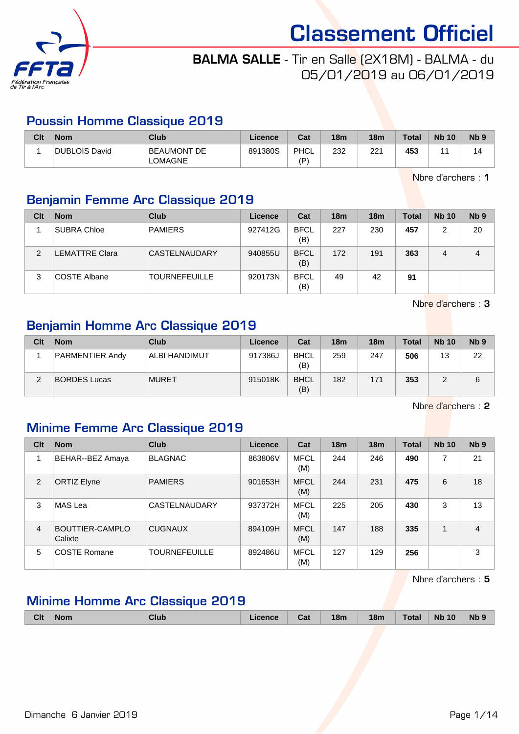# Classement Officiel

**BALMA SALLE** - Tir en Salle (2X18M) - BALMA - du 05/01/2019 au 06/01/2019

## Poussin Homme Classique 2019

| Clt | Nom | Club | Licence | Cat | 18m | 18m | Total | Nb 10 | Nb 9 |
|---|---|---|---|---|---|---|---|---|---|
| 1 | DUBLOIS David | BEAUMONT DE LOMAGNE | 891380S | PHCL (P) | 232 | 221 | **453** | 11 | 14 |

Nbre d'archers : **1**

## Benjamin Femme Arc Classique 2019

| Clt | Nom | Club | Licence | Cat | 18m | 18m | Total | Nb 10 | Nb 9 |
|---|---|---|---|---|---|---|---|---|---|
| 1 | SUBRA Chloe | PAMIERS | 927412G | BFCL (B) | 227 | 230 | **457** | 2 | 20 |
| 2 | LEMATTRE Clara | CASTELNAUDARY | 940855U | BFCL (B) | 172 | 191 | **363** | 4 | 4 |
| 3 | COSTE Albane | TOURNEFEUILLE | 920173N | BFCL (B) | 49 | 42 | **91** | | |

Nbre d'archers : **3**

## Benjamin Homme Arc Classique 2019

| Clt | Nom | Club | Licence | Cat | 18m | 18m | Total | Nb 10 | Nb 9 |
|---|---|---|---|---|---|---|---|---|---|
| 1 | PARMENTIER Andy | ALBI HANDIMUT | 917386J | BHCL (B) | 259 | 247 | **506** | 13 | 22 |
| 2 | BORDES Lucas | MURET | 915018K | BHCL (B) | 182 | 171 | **353** | 2 | 6 |

Nbre d'archers : **2**

## Minime Femme Arc Classique 2019

| Clt | Nom | Club | Licence | Cat | 18m | 18m | Total | Nb 10 | Nb 9 |
|---|---|---|---|---|---|---|---|---|---|
| 1 | BEHAR--BEZ Amaya | BLAGNAC | 863806V | MFCL (M) | 244 | 246 | **490** | 7 | 21 |
| 2 | ORTIZ Elyne | PAMIERS | 901653H | MFCL (M) | 244 | 231 | **475** | 6 | 18 |
| 3 | MAS Lea | CASTELNAUDARY | 937372H | MFCL (M) | 225 | 205 | **430** | 3 | 13 |
| 4 | BOUTTIER-CAMPLO Calixte | CUGNAUX | 894109H | MFCL (M) | 147 | 188 | **335** | 1 | 4 |
| 5 | COSTE Romane | TOURNEFEUILLE | 892486U | MFCL (M) | 127 | 129 | **256** | | 3 |

Nbre d'archers : **5**

## Minime Homme Arc Classique 2019

| Clt | Nom | Club | Licence | Cat | 18m | 18m | Total | Nb 10 | Nb 9 |
|---|---|---|---|---|---|---|---|---|---|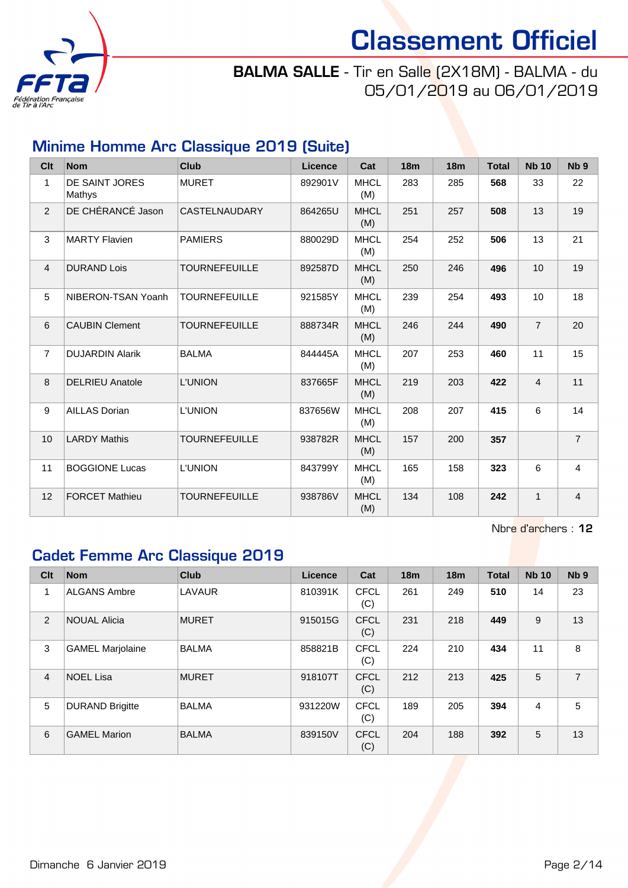# Classement Officiel

**BALMA SALLE** - Tir en Salle (2X18M) - BALMA - du 05/01/2019 au 06/01/2019

## Minime Homme Arc Classique 2019 (Suite)

| Clt | Nom | Club | Licence | Cat | 18m | 18m | Total | Nb 10 | Nb 9 |
|---|---|---|---|---|---|---|---|---|---|
| 1 | DE SAINT JORES Mathys | MURET | 892901V | MHCL (M) | 283 | 285 | **568** | 33 | 22 |
| 2 | DE CHÉRANCÉ Jason | CASTELNAUDARY | 864265U | MHCL (M) | 251 | 257 | **508** | 13 | 19 |
| 3 | MARTY Flavien | PAMIERS | 880029D | MHCL (M) | 254 | 252 | **506** | 13 | 21 |
| 4 | DURAND Lois | TOURNEFEUILLE | 892587D | MHCL (M) | 250 | 246 | **496** | 10 | 19 |
| 5 | NIBERON-TSAN Yoanh | TOURNEFEUILLE | 921585Y | MHCL (M) | 239 | 254 | **493** | 10 | 18 |
| 6 | CAUBIN Clement | TOURNEFEUILLE | 888734R | MHCL (M) | 246 | 244 | **490** | 7 | 20 |
| 7 | DUJARDIN Alarik | BALMA | 844445A | MHCL (M) | 207 | 253 | **460** | 11 | 15 |
| 8 | DELRIEU Anatole | L'UNION | 837665F | MHCL (M) | 219 | 203 | **422** | 4 | 11 |
| 9 | AILLAS Dorian | L'UNION | 837656W | MHCL (M) | 208 | 207 | **415** | 6 | 14 |
| 10 | LARDY Mathis | TOURNEFEUILLE | 938782R | MHCL (M) | 157 | 200 | **357** | | 7 |
| 11 | BOGGIONE Lucas | L'UNION | 843799Y | MHCL (M) | 165 | 158 | **323** | 6 | 4 |
| 12 | FORCET Mathieu | TOURNEFEUILLE | 938786V | MHCL (M) | 134 | 108 | **242** | 1 | 4 |

Nbre d'archers : **12**

## Cadet Femme Arc Classique 2019

| Clt | Nom | Club | Licence | Cat | 18m | 18m | Total | Nb 10 | Nb 9 |
|---|---|---|---|---|---|---|---|---|---|
| 1 | ALGANS Ambre | LAVAUR | 810391K | CFCL (C) | 261 | 249 | **510** | 14 | 23 |
| 2 | NOUAL Alicia | MURET | 915015G | CFCL (C) | 231 | 218 | **449** | 9 | 13 |
| 3 | GAMEL Marjolaine | BALMA | 858821B | CFCL (C) | 224 | 210 | **434** | 11 | 8 |
| 4 | NOEL Lisa | MURET | 918107T | CFCL (C) | 212 | 213 | **425** | 5 | 7 |
| 5 | DURAND Brigitte | BALMA | 931220W | CFCL (C) | 189 | 205 | **394** | 4 | 5 |
| 6 | GAMEL Marion | BALMA | 839150V | CFCL (C) | 204 | 188 | **392** | 5 | 13 |

Dimanche 6 Janvier 2019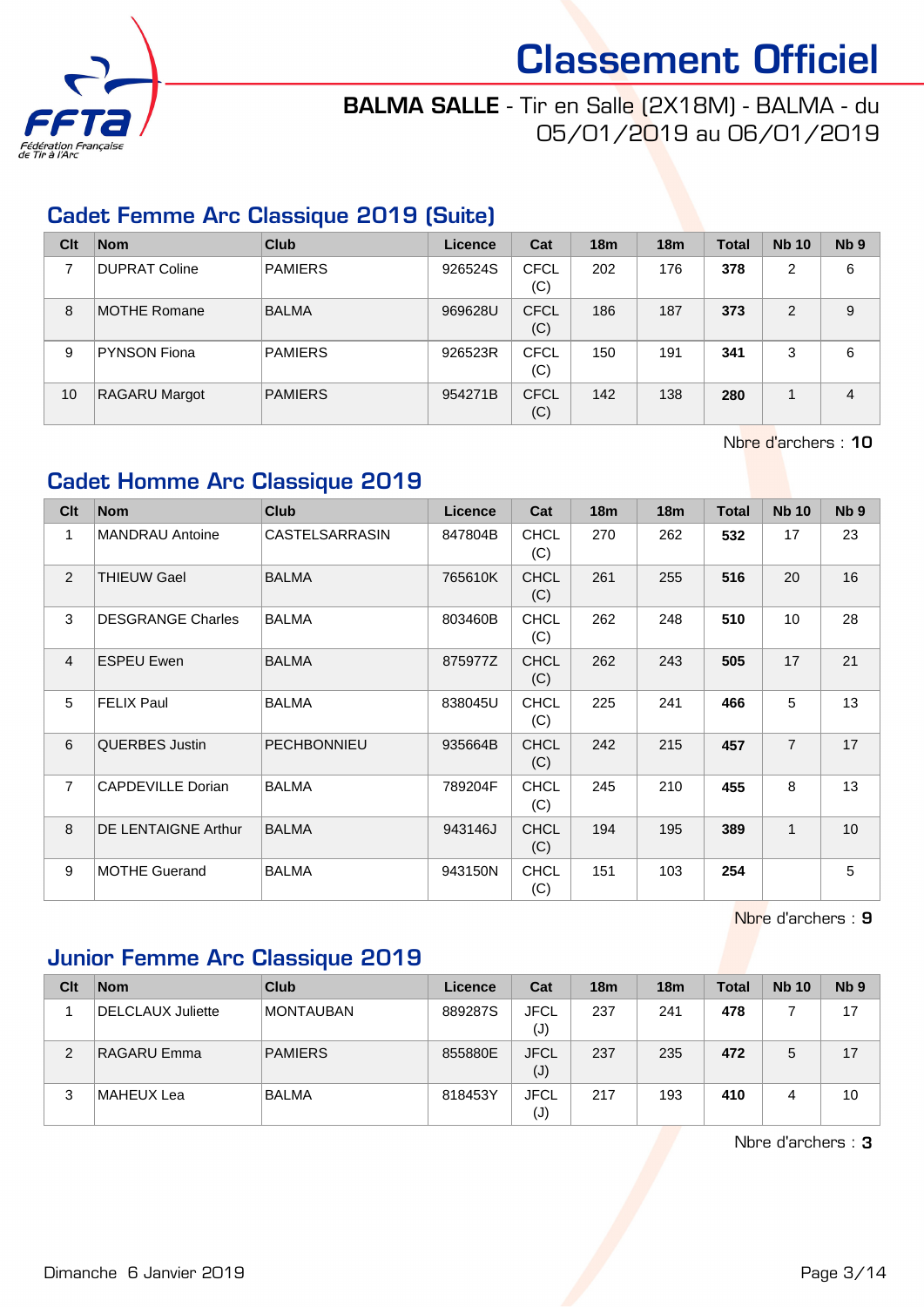# Classement Officiel

**BALMA SALLE** - Tir en Salle (2X18M) - BALMA - du 05/01/2019 au 06/01/2019

## Cadet Femme Arc Classique 2019 (Suite)

| Clt | Nom | Club | Licence | Cat | 18m | 18m | Total | Nb 10 | Nb 9 |
|---|---|---|---|---|---|---|---|---|---|
| 7 | DUPRAT Coline | PAMIERS | 926524S | CFCL (C) | 202 | 176 | **378** | 2 | 6 |
| 8 | MOTHE Romane | BALMA | 969628U | CFCL (C) | 186 | 187 | **373** | 2 | 9 |
| 9 | PYNSON Fiona | PAMIERS | 926523R | CFCL (C) | 150 | 191 | **341** | 3 | 6 |
| 10 | RAGARU Margot | PAMIERS | 954271B | CFCL (C) | 142 | 138 | **280** | 1 | 4 |

Nbre d'archers : **10**

## Cadet Homme Arc Classique 2019

| Clt | Nom | Club | Licence | Cat | 18m | 18m | Total | Nb 10 | Nb 9 |
|---|---|---|---|---|---|---|---|---|---|
| 1 | MANDRAU Antoine | CASTELSARRASIN | 847804B | CHCL (C) | 270 | 262 | **532** | 17 | 23 |
| 2 | THIEUW Gael | BALMA | 765610K | CHCL (C) | 261 | 255 | **516** | 20 | 16 |
| 3 | DESGRANGE Charles | BALMA | 803460B | CHCL (C) | 262 | 248 | **510** | 10 | 28 |
| 4 | ESPEU Ewen | BALMA | 875977Z | CHCL (C) | 262 | 243 | **505** | 17 | 21 |
| 5 | FELIX Paul | BALMA | 838045U | CHCL (C) | 225 | 241 | **466** | 5 | 13 |
| 6 | QUERBES Justin | PECHBONNIEU | 935664B | CHCL (C) | 242 | 215 | **457** | 7 | 17 |
| 7 | CAPDEVILLE Dorian | BALMA | 789204F | CHCL (C) | 245 | 210 | **455** | 8 | 13 |
| 8 | DE LENTAIGNE Arthur | BALMA | 943146J | CHCL (C) | 194 | 195 | **389** | 1 | 10 |
| 9 | MOTHE Guerand | BALMA | 943150N | CHCL (C) | 151 | 103 | **254** | | 5 |

Nbre d'archers : **9**

## Junior Femme Arc Classique 2019

| Clt | Nom | Club | Licence | Cat | 18m | 18m | Total | Nb 10 | Nb 9 |
|---|---|---|---|---|---|---|---|---|---|
| 1 | DELCLAUX Juliette | MONTAUBAN | 889287S | JFCL (J) | 237 | 241 | **478** | 7 | 17 |
| 2 | RAGARU Emma | PAMIERS | 855880E | JFCL (J) | 237 | 235 | **472** | 5 | 17 |
| 3 | MAHEUX Lea | BALMA | 818453Y | JFCL (J) | 217 | 193 | **410** | 4 | 10 |

Nbre d'archers : **3**

Dimanche 6 Janvier 2019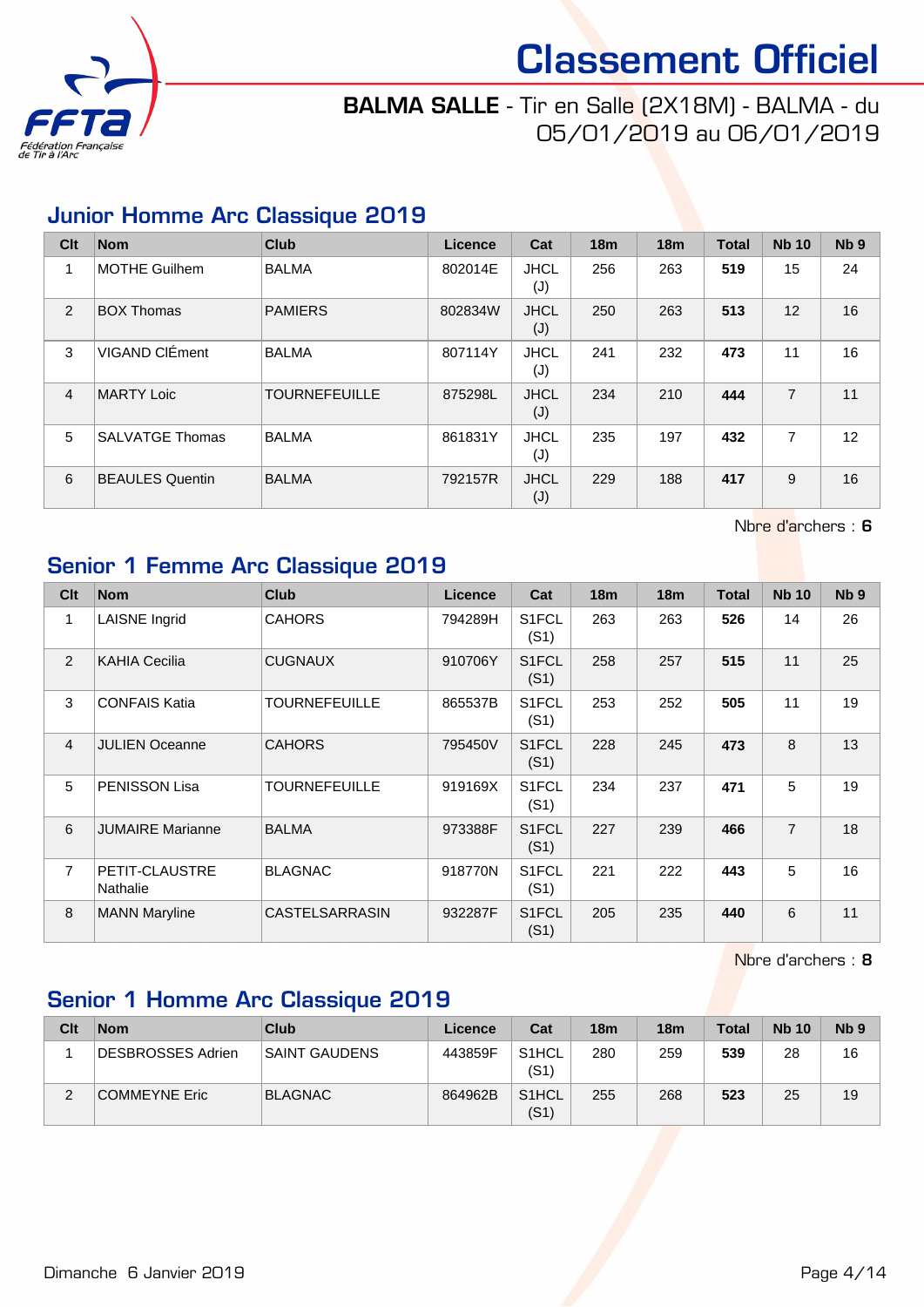# Classement Officiel

**BALMA SALLE** - Tir en Salle (2X18M) - BALMA - du 05/01/2019 au 06/01/2019

## Junior Homme Arc Classique 2019

| Clt | Nom | Club | Licence | Cat | 18m | 18m | Total | Nb 10 | Nb 9 |
|---|---|---|---|---|---|---|---|---|---|
| 1 | MOTHE Guilhem | BALMA | 802014E | JHCL (J) | 256 | 263 | **519** | 15 | 24 |
| 2 | BOX Thomas | PAMIERS | 802834W | JHCL (J) | 250 | 263 | **513** | 12 | 16 |
| 3 | VIGAND ClÉment | BALMA | 807114Y | JHCL (J) | 241 | 232 | **473** | 11 | 16 |
| 4 | MARTY Loic | TOURNEFEUILLE | 875298L | JHCL (J) | 234 | 210 | **444** | 7 | 11 |
| 5 | SALVATGE Thomas | BALMA | 861831Y | JHCL (J) | 235 | 197 | **432** | 7 | 12 |
| 6 | BEAULES Quentin | BALMA | 792157R | JHCL (J) | 229 | 188 | **417** | 9 | 16 |

Nbre d'archers : **6**

## Senior 1 Femme Arc Classique 2019

| Clt | Nom | Club | Licence | Cat | 18m | 18m | Total | Nb 10 | Nb 9 |
|---|---|---|---|---|---|---|---|---|---|
| 1 | LAISNE Ingrid | CAHORS | 794289H | S1FCL (S1) | 263 | 263 | **526** | 14 | 26 |
| 2 | KAHIA Cecilia | CUGNAUX | 910706Y | S1FCL (S1) | 258 | 257 | **515** | 11 | 25 |
| 3 | CONFAIS Katia | TOURNEFEUILLE | 865537B | S1FCL (S1) | 253 | 252 | **505** | 11 | 19 |
| 4 | JULIEN Oceanne | CAHORS | 795450V | S1FCL (S1) | 228 | 245 | **473** | 8 | 13 |
| 5 | PENISSON Lisa | TOURNEFEUILLE | 919169X | S1FCL (S1) | 234 | 237 | **471** | 5 | 19 |
| 6 | JUMAIRE Marianne | BALMA | 973388F | S1FCL (S1) | 227 | 239 | **466** | 7 | 18 |
| 7 | PETIT-CLAUSTRE Nathalie | BLAGNAC | 918770N | S1FCL (S1) | 221 | 222 | **443** | 5 | 16 |
| 8 | MANN Maryline | CASTELSARRASIN | 932287F | S1FCL (S1) | 205 | 235 | **440** | 6 | 11 |

Nbre d'archers : **8**

## Senior 1 Homme Arc Classique 2019

| Clt | Nom | Club | Licence | Cat | 18m | 18m | Total | Nb 10 | Nb 9 |
|---|---|---|---|---|---|---|---|---|---|
| 1 | DESBROSSES Adrien | SAINT GAUDENS | 443859F | S1HCL (S1) | 280 | 259 | **539** | 28 | 16 |
| 2 | COMMEYNE Eric | BLAGNAC | 864962B | S1HCL (S1) | 255 | 268 | **523** | 25 | 19 |

Dimanche 6 Janvier 2019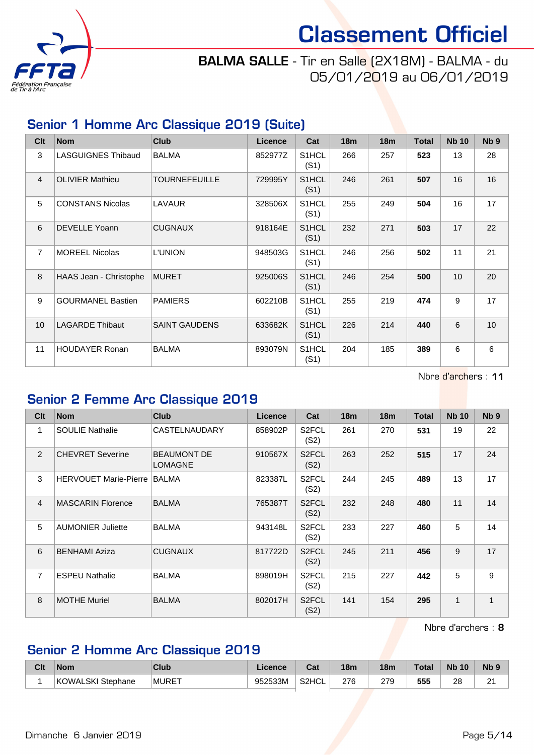# Classement Officiel

**BALMA SALLE** - Tir en Salle (2X18M) - BALMA - du 05/01/2019 au 06/01/2019

## Senior 1 Homme Arc Classique 2019 (Suite)

| Clt | Nom | Club | Licence | Cat | 18m | 18m | Total | Nb 10 | Nb 9 |
|---|---|---|---|---|---|---|---|---|---|
| 3 | LASGUIGNES Thibaud | BALMA | 852977Z | S1HCL (S1) | 266 | 257 | **523** | 13 | 28 |
| 4 | OLIVIER Mathieu | TOURNEFEUILLE | 729995Y | S1HCL (S1) | 246 | 261 | **507** | 16 | 16 |
| 5 | CONSTANS Nicolas | LAVAUR | 328506X | S1HCL (S1) | 255 | 249 | **504** | 16 | 17 |
| 6 | DEVELLE Yoann | CUGNAUX | 918164E | S1HCL (S1) | 232 | 271 | **503** | 17 | 22 |
| 7 | MOREEL Nicolas | L'UNION | 948503G | S1HCL (S1) | 246 | 256 | **502** | 11 | 21 |
| 8 | HAAS Jean - Christophe | MURET | 925006S | S1HCL (S1) | 246 | 254 | **500** | 10 | 20 |
| 9 | GOURMANEL Bastien | PAMIERS | 602210B | S1HCL (S1) | 255 | 219 | **474** | 9 | 17 |
| 10 | LAGARDE Thibaut | SAINT GAUDENS | 633682K | S1HCL (S1) | 226 | 214 | **440** | 6 | 10 |
| 11 | HOUDAYER Ronan | BALMA | 893079N | S1HCL (S1) | 204 | 185 | **389** | 6 | 6 |

Nbre d'archers : **11**

## Senior 2 Femme Arc Classique 2019

| Clt | Nom | Club | Licence | Cat | 18m | 18m | Total | Nb 10 | Nb 9 |
|---|---|---|---|---|---|---|---|---|---|
| 1 | SOULIE Nathalie | CASTELNAUDARY | 858902P | S2FCL (S2) | 261 | 270 | **531** | 19 | 22 |
| 2 | CHEVRET Severine | BEAUMONT DE LOMAGNE | 910567X | S2FCL (S2) | 263 | 252 | **515** | 17 | 24 |
| 3 | HERVOUET Marie-Pierre | BALMA | 823387L | S2FCL (S2) | 244 | 245 | **489** | 13 | 17 |
| 4 | MASCARIN Florence | BALMA | 765387T | S2FCL (S2) | 232 | 248 | **480** | 11 | 14 |
| 5 | AUMONIER Juliette | BALMA | 943148L | S2FCL (S2) | 233 | 227 | **460** | 5 | 14 |
| 6 | BENHAMI Aziza | CUGNAUX | 817722D | S2FCL (S2) | 245 | 211 | **456** | 9 | 17 |
| 7 | ESPEU Nathalie | BALMA | 898019H | S2FCL (S2) | 215 | 227 | **442** | 5 | 9 |
| 8 | MOTHE Muriel | BALMA | 802017H | S2FCL (S2) | 141 | 154 | **295** | 1 | 1 |

Nbre d'archers : **8**

## Senior 2 Homme Arc Classique 2019

| Clt | Nom | Club | Licence | Cat | 18m | 18m | Total | Nb 10 | Nb 9 |
|---|---|---|---|---|---|---|---|---|---|
| 1 | KOWALSKI Stephane | MURET | 952533M | S2HCL | 276 | 279 | **555** | 28 | 21 |

Dimanche 6 Janvier 2019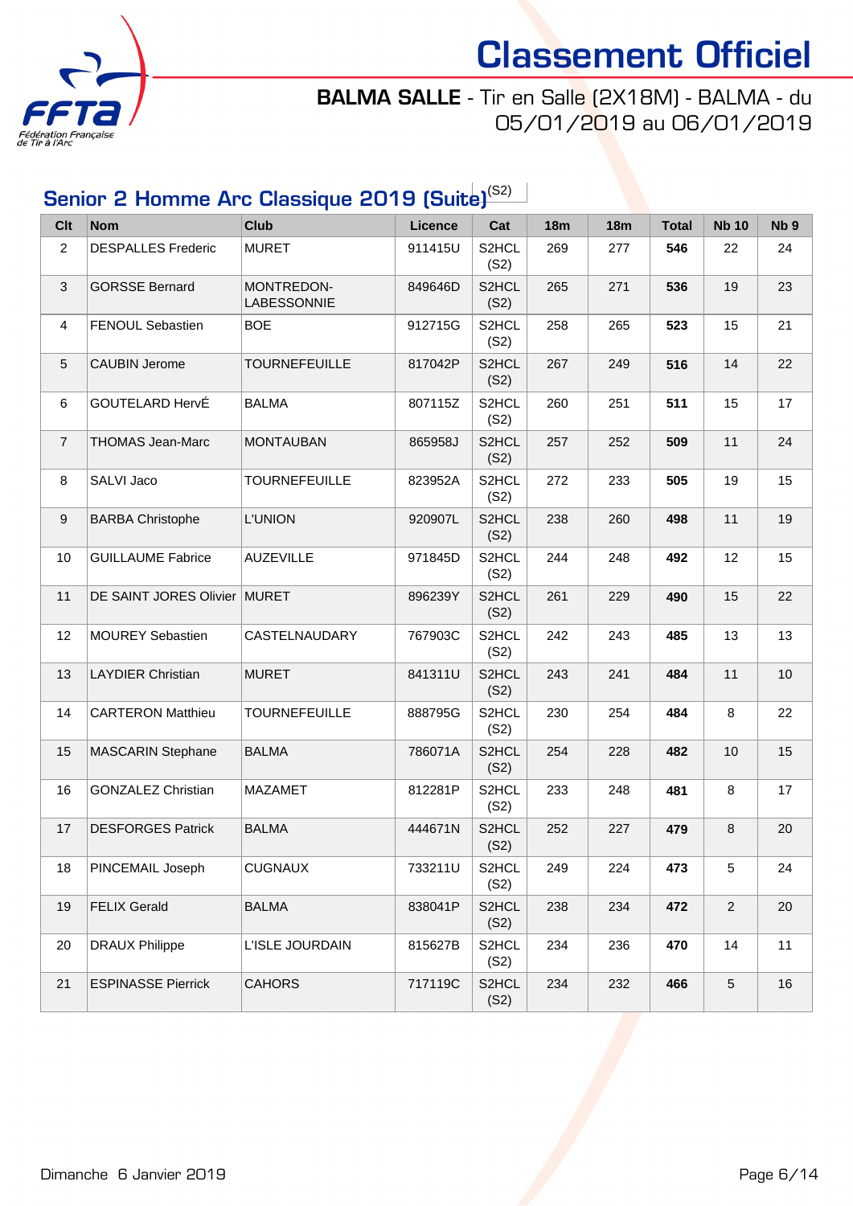# Classement Officiel

**BALMA SALLE** - Tir en Salle (2X18M) - BALMA - du 05/01/2019 au 06/01/2019

## Senior 2 Homme Arc Classique 2019 (Suite)(S2)

| Clt | Nom | Club | Licence | Cat | 18m | 18m | Total | Nb 10 | Nb 9 |
|---|---|---|---|---|---|---|---|---|---|
| 2 | DESPALLES Frederic | MURET | 911415U | S2HCL (S2) | 269 | 277 | **546** | 22 | 24 |
| 3 | GORSSE Bernard | MONTREDON-LABESSONNIE | 849646D | S2HCL (S2) | 265 | 271 | **536** | 19 | 23 |
| 4 | FENOUL Sebastien | BOE | 912715G | S2HCL (S2) | 258 | 265 | **523** | 15 | 21 |
| 5 | CAUBIN Jerome | TOURNEFEUILLE | 817042P | S2HCL (S2) | 267 | 249 | **516** | 14 | 22 |
| 6 | GOUTELARD HervÉ | BALMA | 807115Z | S2HCL (S2) | 260 | 251 | **511** | 15 | 17 |
| 7 | THOMAS Jean-Marc | MONTAUBAN | 865958J | S2HCL (S2) | 257 | 252 | **509** | 11 | 24 |
| 8 | SALVI Jaco | TOURNEFEUILLE | 823952A | S2HCL (S2) | 272 | 233 | **505** | 19 | 15 |
| 9 | BARBA Christophe | L'UNION | 920907L | S2HCL (S2) | 238 | 260 | **498** | 11 | 19 |
| 10 | GUILLAUME Fabrice | AUZEVILLE | 971845D | S2HCL (S2) | 244 | 248 | **492** | 12 | 15 |
| 11 | DE SAINT JORES Olivier | MURET | 896239Y | S2HCL (S2) | 261 | 229 | **490** | 15 | 22 |
| 12 | MOUREY Sebastien | CASTELNAUDARY | 767903C | S2HCL (S2) | 242 | 243 | **485** | 13 | 13 |
| 13 | LAYDIER Christian | MURET | 841311U | S2HCL (S2) | 243 | 241 | **484** | 11 | 10 |
| 14 | CARTERON Matthieu | TOURNEFEUILLE | 888795G | S2HCL (S2) | 230 | 254 | **484** | 8 | 22 |
| 15 | MASCARIN Stephane | BALMA | 786071A | S2HCL (S2) | 254 | 228 | **482** | 10 | 15 |
| 16 | GONZALEZ Christian | MAZAMET | 812281P | S2HCL (S2) | 233 | 248 | **481** | 8 | 17 |
| 17 | DESFORGES Patrick | BALMA | 444671N | S2HCL (S2) | 252 | 227 | **479** | 8 | 20 |
| 18 | PINCEMAIL Joseph | CUGNAUX | 733211U | S2HCL (S2) | 249 | 224 | **473** | 5 | 24 |
| 19 | FELIX Gerald | BALMA | 838041P | S2HCL (S2) | 238 | 234 | **472** | 2 | 20 |
| 20 | DRAUX Philippe | L'ISLE JOURDAIN | 815627B | S2HCL (S2) | 234 | 236 | **470** | 14 | 11 |
| 21 | ESPINASSE Pierrick | CAHORS | 717119C | S2HCL (S2) | 234 | 232 | **466** | 5 | 16 |

Dimanche 6 Janvier 2019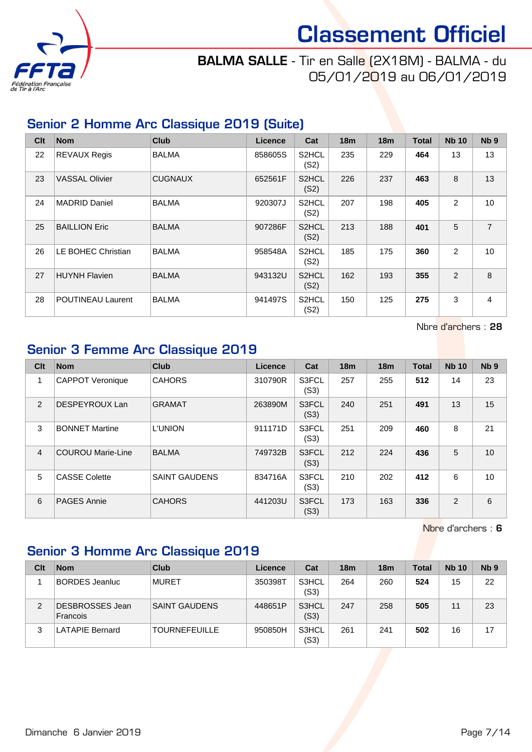# Classement Officiel

**BALMA SALLE** - Tir en Salle (2X18M) - BALMA - du 05/01/2019 au 06/01/2019

## Senior 2 Homme Arc Classique 2019 (Suite)

| Clt | Nom | Club | Licence | Cat | 18m | 18m | Total | Nb 10 | Nb 9 |
|---|---|---|---|---|---|---|---|---|---|
| 22 | REVAUX Regis | BALMA | 858605S | S2HCL (S2) | 235 | 229 | **464** | 13 | 13 |
| 23 | VASSAL Olivier | CUGNAUX | 652561F | S2HCL (S2) | 226 | 237 | **463** | 8 | 13 |
| 24 | MADRID Daniel | BALMA | 920307J | S2HCL (S2) | 207 | 198 | **405** | 2 | 10 |
| 25 | BAILLION Eric | BALMA | 907286F | S2HCL (S2) | 213 | 188 | **401** | 5 | 7 |
| 26 | LE BOHEC Christian | BALMA | 958548A | S2HCL (S2) | 185 | 175 | **360** | 2 | 10 |
| 27 | HUYNH Flavien | BALMA | 943132U | S2HCL (S2) | 162 | 193 | **355** | 2 | 8 |
| 28 | POUTINEAU Laurent | BALMA | 941497S | S2HCL (S2) | 150 | 125 | **275** | 3 | 4 |

Nbre d'archers : **28**

## Senior 3 Femme Arc Classique 2019

| Clt | Nom | Club | Licence | Cat | 18m | 18m | Total | Nb 10 | Nb 9 |
|---|---|---|---|---|---|---|---|---|---|
| 1 | CAPPOT Veronique | CAHORS | 310790R | S3FCL (S3) | 257 | 255 | **512** | 14 | 23 |
| 2 | DESPEYROUX Lan | GRAMAT | 263890M | S3FCL (S3) | 240 | 251 | **491** | 13 | 15 |
| 3 | BONNET Martine | L'UNION | 911171D | S3FCL (S3) | 251 | 209 | **460** | 8 | 21 |
| 4 | COUROU Marie-Line | BALMA | 749732B | S3FCL (S3) | 212 | 224 | **436** | 5 | 10 |
| 5 | CASSE Colette | SAINT GAUDENS | 834716A | S3FCL (S3) | 210 | 202 | **412** | 6 | 10 |
| 6 | PAGES Annie | CAHORS | 441203U | S3FCL (S3) | 173 | 163 | **336** | 2 | 6 |

Nbre d'archers : **6**

## Senior 3 Homme Arc Classique 2019

| Clt | Nom | Club | Licence | Cat | 18m | 18m | Total | Nb 10 | Nb 9 |
|---|---|---|---|---|---|---|---|---|---|
| 1 | BORDES Jeanluc | MURET | 350398T | S3HCL (S3) | 264 | 260 | **524** | 15 | 22 |
| 2 | DESBROSSES Jean Francois | SAINT GAUDENS | 448651P | S3HCL (S3) | 247 | 258 | **505** | 11 | 23 |
| 3 | LATAPIE Bernard | TOURNEFEUILLE | 950850H | S3HCL (S3) | 261 | 241 | **502** | 16 | 17 |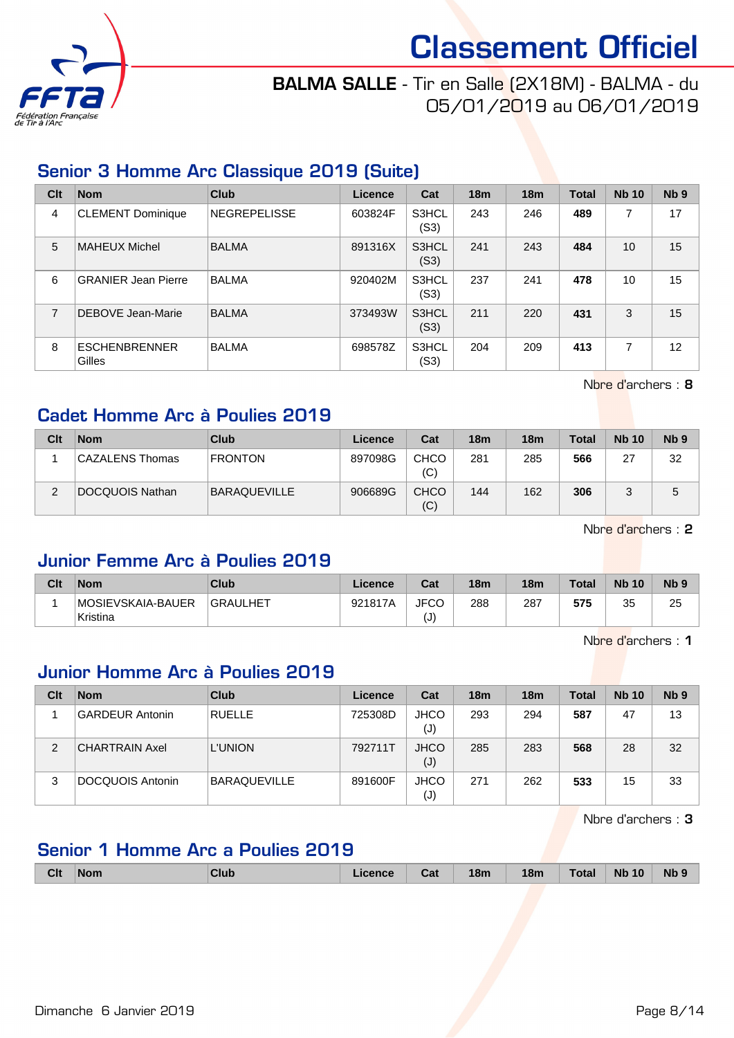# Classement Officiel

**BALMA SALLE** - Tir en Salle (2X18M) - BALMA - du 05/01/2019 au 06/01/2019

## Senior 3 Homme Arc Classique 2019 (Suite)

| Clt | Nom | Club | Licence | Cat | 18m | 18m | Total | Nb 10 | Nb 9 |
|---|---|---|---|---|---|---|---|---|---|
| 4 | CLEMENT Dominique | NEGREPELISSE | 603824F | S3HCL (S3) | 243 | 246 | **489** | 7 | 17 |
| 5 | MAHEUX Michel | BALMA | 891316X | S3HCL (S3) | 241 | 243 | **484** | 10 | 15 |
| 6 | GRANIER Jean Pierre | BALMA | 920402M | S3HCL (S3) | 237 | 241 | **478** | 10 | 15 |
| 7 | DEBOVE Jean-Marie | BALMA | 373493W | S3HCL (S3) | 211 | 220 | **431** | 3 | 15 |
| 8 | ESCHENBRENNER Gilles | BALMA | 698578Z | S3HCL (S3) | 204 | 209 | **413** | 7 | 12 |

Nbre d'archers : **8**

## Cadet Homme Arc à Poulies 2019

| Clt | Nom | Club | Licence | Cat | 18m | 18m | Total | Nb 10 | Nb 9 |
|---|---|---|---|---|---|---|---|---|---|
| 1 | CAZALENS Thomas | FRONTON | 897098G | CHCO (C) | 281 | 285 | **566** | 27 | 32 |
| 2 | DOCQUOIS Nathan | BARAQUEVILLE | 906689G | CHCO (C) | 144 | 162 | **306** | 3 | 5 |

Nbre d'archers : **2**

## Junior Femme Arc à Poulies 2019

| Clt | Nom | Club | Licence | Cat | 18m | 18m | Total | Nb 10 | Nb 9 |
|---|---|---|---|---|---|---|---|---|---|
| 1 | MOSIEVSKAIA-BAUER Kristina | GRAULHET | 921817A | JFCO (J) | 288 | 287 | **575** | 35 | 25 |

Nbre d'archers : **1**

## Junior Homme Arc à Poulies 2019

| Clt | Nom | Club | Licence | Cat | 18m | 18m | Total | Nb 10 | Nb 9 |
|---|---|---|---|---|---|---|---|---|---|
| 1 | GARDEUR Antonin | RUELLE | 725308D | JHCO (J) | 293 | 294 | **587** | 47 | 13 |
| 2 | CHARTRAIN Axel | L'UNION | 792711T | JHCO (J) | 285 | 283 | **568** | 28 | 32 |
| 3 | DOCQUOIS Antonin | BARAQUEVILLE | 891600F | JHCO (J) | 271 | 262 | **533** | 15 | 33 |

Nbre d'archers : **3**

## Senior 1 Homme Arc a Poulies 2019

| Clt | Nom | Club | Licence | Cat | 18m | 18m | Total | Nb 10 | Nb 9 |
|---|---|---|---|---|---|---|---|---|---|

Dimanche 6 Janvier 2019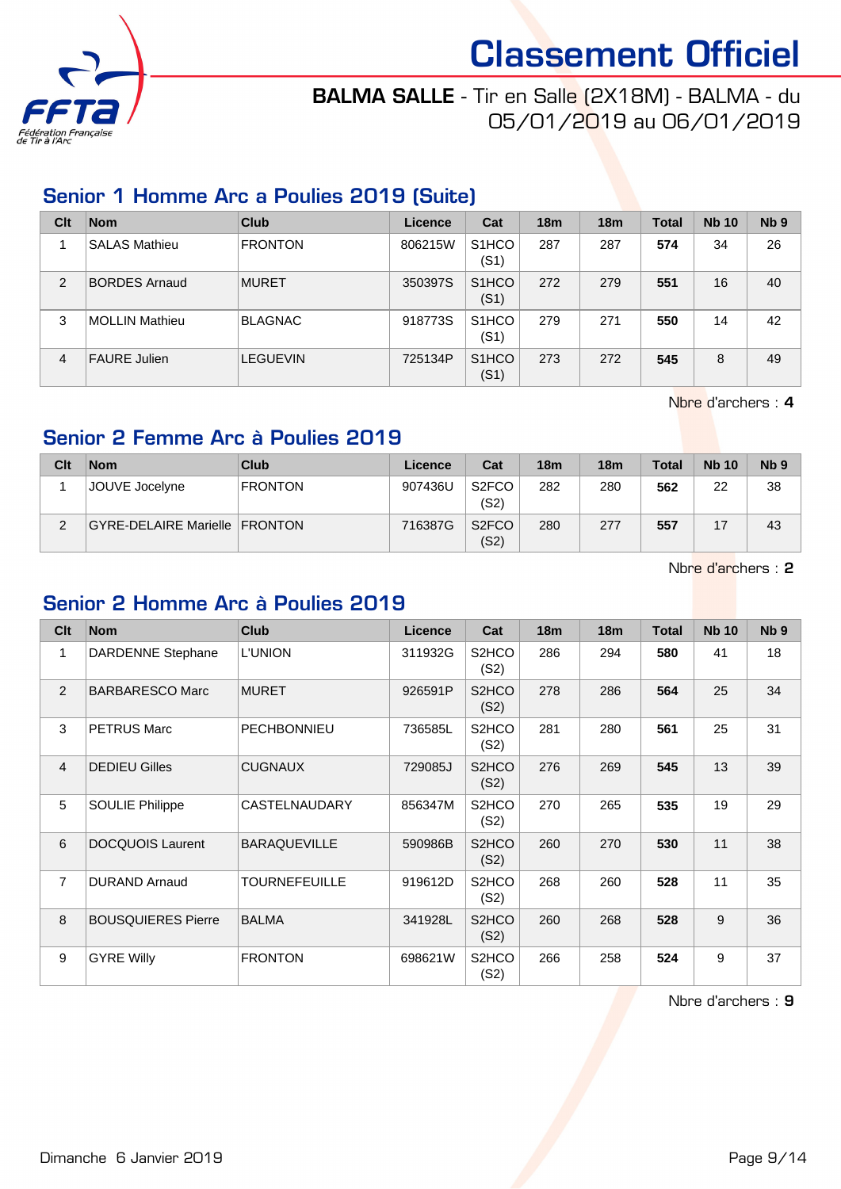# Classement Officiel

**BALMA SALLE** - Tir en Salle (2X18M) - BALMA - du 05/01/2019 au 06/01/2019

## Senior 1 Homme Arc a Poulies 2019 (Suite)

| Clt | Nom | Club | Licence | Cat | 18m | 18m | Total | Nb 10 | Nb 9 |
|---|---|---|---|---|---|---|---|---|---|
| 1 | SALAS Mathieu | FRONTON | 806215W | S1HCO (S1) | 287 | 287 | **574** | 34 | 26 |
| 2 | BORDES Arnaud | MURET | 350397S | S1HCO (S1) | 272 | 279 | **551** | 16 | 40 |
| 3 | MOLLIN Mathieu | BLAGNAC | 918773S | S1HCO (S1) | 279 | 271 | **550** | 14 | 42 |
| 4 | FAURE Julien | LEGUEVIN | 725134P | S1HCO (S1) | 273 | 272 | **545** | 8 | 49 |

Nbre d'archers : **4**

## Senior 2 Femme Arc à Poulies 2019

| Clt | Nom | Club | Licence | Cat | 18m | 18m | Total | Nb 10 | Nb 9 |
|---|---|---|---|---|---|---|---|---|---|
| 1 | JOUVE Jocelyne | FRONTON | 907436U | S2FCO (S2) | 282 | 280 | **562** | 22 | 38 |
| 2 | GYRE-DELAIRE Marielle | FRONTON | 716387G | S2FCO (S2) | 280 | 277 | **557** | 17 | 43 |

Nbre d'archers : **2**

## Senior 2 Homme Arc à Poulies 2019

| Clt | Nom | Club | Licence | Cat | 18m | 18m | Total | Nb 10 | Nb 9 |
|---|---|---|---|---|---|---|---|---|---|
| 1 | DARDENNE Stephane | L'UNION | 311932G | S2HCO (S2) | 286 | 294 | **580** | 41 | 18 |
| 2 | BARBARESCO Marc | MURET | 926591P | S2HCO (S2) | 278 | 286 | **564** | 25 | 34 |
| 3 | PETRUS Marc | PECHBONNIEU | 736585L | S2HCO (S2) | 281 | 280 | **561** | 25 | 31 |
| 4 | DEDIEU Gilles | CUGNAUX | 729085J | S2HCO (S2) | 276 | 269 | **545** | 13 | 39 |
| 5 | SOULIE Philippe | CASTELNAUDARY | 856347M | S2HCO (S2) | 270 | 265 | **535** | 19 | 29 |
| 6 | DOCQUOIS Laurent | BARAQUEVILLE | 590986B | S2HCO (S2) | 260 | 270 | **530** | 11 | 38 |
| 7 | DURAND Arnaud | TOURNEFEUILLE | 919612D | S2HCO (S2) | 268 | 260 | **528** | 11 | 35 |
| 8 | BOUSQUIERES Pierre | BALMA | 341928L | S2HCO (S2) | 260 | 268 | **528** | 9 | 36 |
| 9 | GYRE Willy | FRONTON | 698621W | S2HCO (S2) | 266 | 258 | **524** | 9 | 37 |

Nbre d'archers : **9**

Dimanche 6 Janvier 2019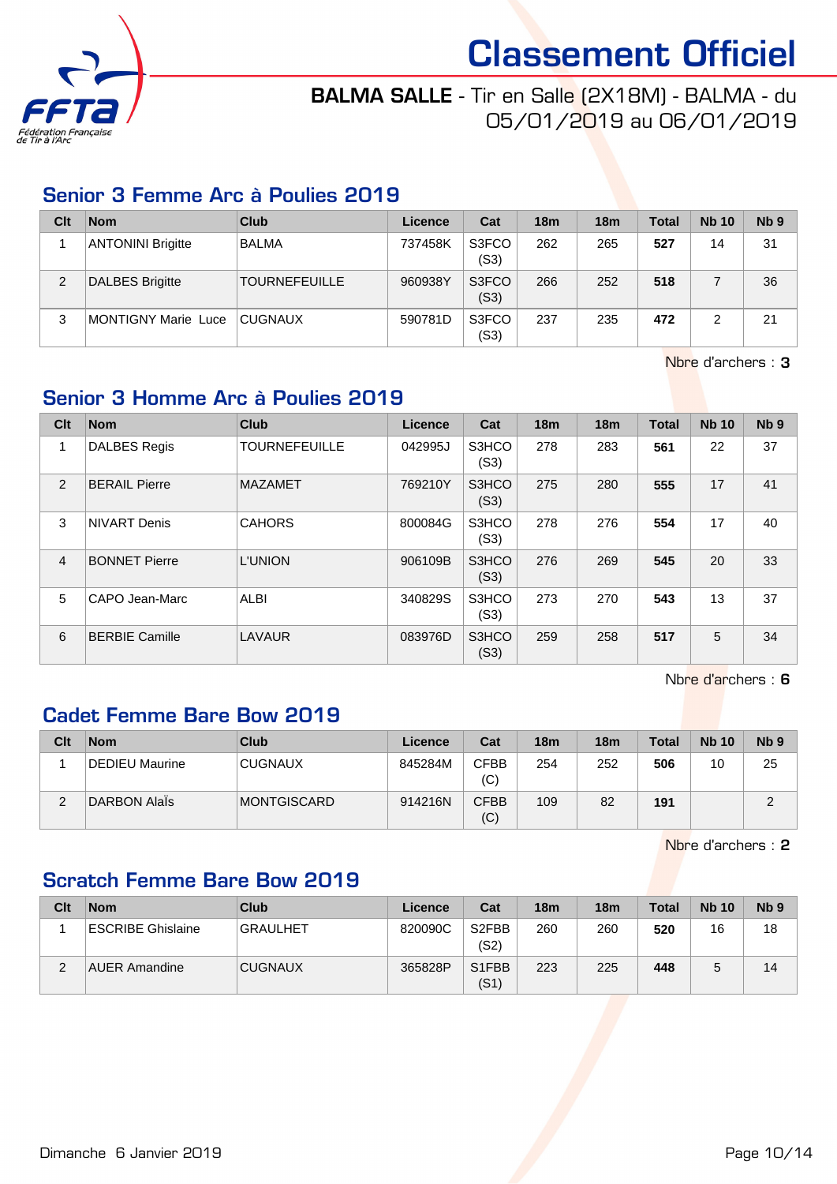# Classement Officiel

**BALMA SALLE** - Tir en Salle (2X18M) - BALMA - du 05/01/2019 au 06/01/2019

## Senior 3 Femme Arc à Poulies 2019

| Clt | Nom | Club | Licence | Cat | 18m | 18m | Total | Nb 10 | Nb 9 |
|---|---|---|---|---|---|---|---|---|---|
| 1 | ANTONINI Brigitte | BALMA | 737458K | S3FCO (S3) | 262 | 265 | **527** | 14 | 31 |
| 2 | DALBES Brigitte | TOURNEFEUILLE | 960938Y | S3FCO (S3) | 266 | 252 | **518** | 7 | 36 |
| 3 | MONTIGNY Marie Luce | CUGNAUX | 590781D | S3FCO (S3) | 237 | 235 | **472** | 2 | 21 |

Nbre d'archers : **3**

## Senior 3 Homme Arc à Poulies 2019

| Clt | Nom | Club | Licence | Cat | 18m | 18m | Total | Nb 10 | Nb 9 |
|---|---|---|---|---|---|---|---|---|---|
| 1 | DALBES Regis | TOURNEFEUILLE | 042995J | S3HCO (S3) | 278 | 283 | **561** | 22 | 37 |
| 2 | BERAIL Pierre | MAZAMET | 769210Y | S3HCO (S3) | 275 | 280 | **555** | 17 | 41 |
| 3 | NIVART Denis | CAHORS | 800084G | S3HCO (S3) | 278 | 276 | **554** | 17 | 40 |
| 4 | BONNET Pierre | L'UNION | 906109B | S3HCO (S3) | 276 | 269 | **545** | 20 | 33 |
| 5 | CAPO Jean-Marc | ALBI | 340829S | S3HCO (S3) | 273 | 270 | **543** | 13 | 37 |
| 6 | BERBIE Camille | LAVAUR | 083976D | S3HCO (S3) | 259 | 258 | **517** | 5 | 34 |

Nbre d'archers : **6**

## Cadet Femme Bare Bow 2019

| Clt | Nom | Club | Licence | Cat | 18m | 18m | Total | Nb 10 | Nb 9 |
|---|---|---|---|---|---|---|---|---|---|
| 1 | DEDIEU Maurine | CUGNAUX | 845284M | CFBB (C) | 254 | 252 | **506** | 10 | 25 |
| 2 | DARBON Alaïs | MONTGISCARD | 914216N | CFBB (C) | 109 | 82 | **191** | | 2 |

Nbre d'archers : **2**

## Scratch Femme Bare Bow 2019

| Clt | Nom | Club | Licence | Cat | 18m | 18m | Total | Nb 10 | Nb 9 |
|---|---|---|---|---|---|---|---|---|---|
| 1 | ESCRIBE Ghislaine | GRAULHET | 820090C | S2FBB (S2) | 260 | 260 | **520** | 16 | 18 |
| 2 | AUER Amandine | CUGNAUX | 365828P | S1FBB (S1) | 223 | 225 | **448** | 5 | 14 |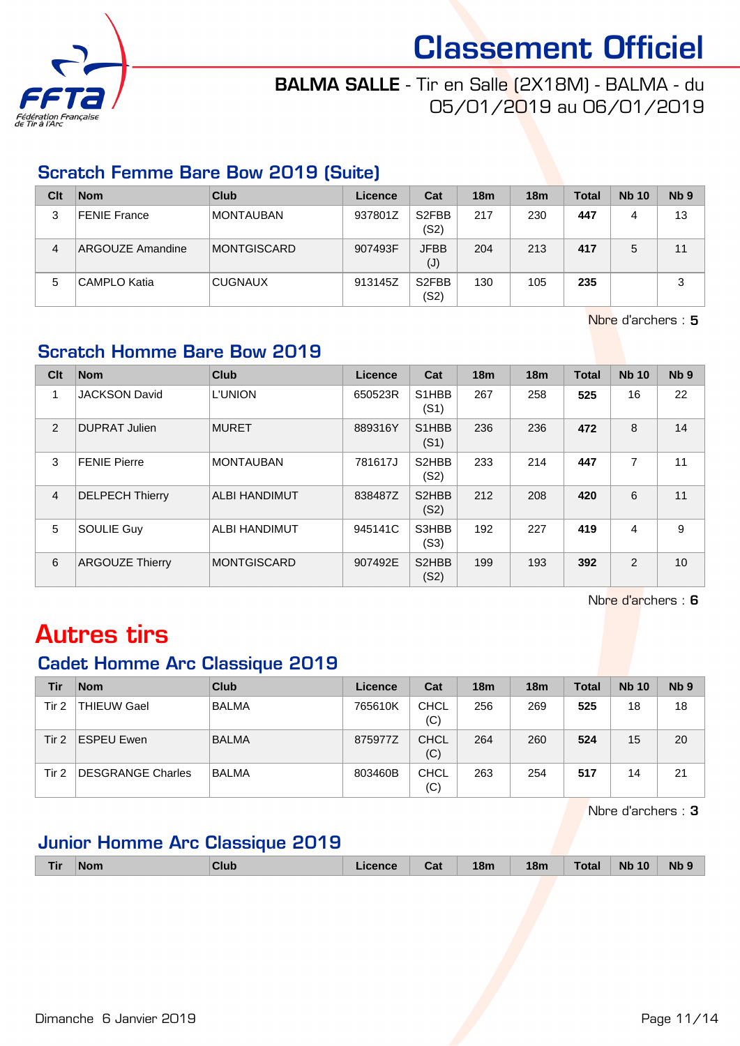# Classement Officiel

**BALMA SALLE** - Tir en Salle (2X18M) - BALMA - du 05/01/2019 au 06/01/2019

## Scratch Femme Bare Bow 2019 (Suite)

| Clt | Nom | Club | Licence | Cat | 18m | 18m | Total | Nb 10 | Nb 9 |
|---|---|---|---|---|---|---|---|---|---|
| 3 | FENIE France | MONTAUBAN | 937801Z | S2FBB (S2) | 217 | 230 | **447** | 4 | 13 |
| 4 | ARGOUZE Amandine | MONTGISCARD | 907493F | JFBB (J) | 204 | 213 | **417** | 5 | 11 |
| 5 | CAMPLO Katia | CUGNAUX | 913145Z | S2FBB (S2) | 130 | 105 | **235** | | 3 |

Nbre d'archers : **5**

## Scratch Homme Bare Bow 2019

| Clt | Nom | Club | Licence | Cat | 18m | 18m | Total | Nb 10 | Nb 9 |
|---|---|---|---|---|---|---|---|---|---|
| 1 | JACKSON David | L'UNION | 650523R | S1HBB (S1) | 267 | 258 | **525** | 16 | 22 |
| 2 | DUPRAT Julien | MURET | 889316Y | S1HBB (S1) | 236 | 236 | **472** | 8 | 14 |
| 3 | FENIE Pierre | MONTAUBAN | 781617J | S2HBB (S2) | 233 | 214 | **447** | 7 | 11 |
| 4 | DELPECH Thierry | ALBI HANDIMUT | 838487Z | S2HBB (S2) | 212 | 208 | **420** | 6 | 11 |
| 5 | SOULIE Guy | ALBI HANDIMUT | 945141C | S3HBB (S3) | 192 | 227 | **419** | 4 | 9 |
| 6 | ARGOUZE Thierry | MONTGISCARD | 907492E | S2HBB (S2) | 199 | 193 | **392** | 2 | 10 |

Nbre d'archers : **6**

# Autres tirs

## Cadet Homme Arc Classique 2019

| Tir | Nom | Club | Licence | Cat | 18m | 18m | Total | Nb 10 | Nb 9 |
|---|---|---|---|---|---|---|---|---|---|
| Tir 2 | THIEUW Gael | BALMA | 765610K | CHCL (C) | 256 | 269 | **525** | 18 | 18 |
| Tir 2 | ESPEU Ewen | BALMA | 875977Z | CHCL (C) | 264 | 260 | **524** | 15 | 20 |
| Tir 2 | DESGRANGE Charles | BALMA | 803460B | CHCL (C) | 263 | 254 | **517** | 14 | 21 |

Nbre d'archers : **3**

## Junior Homme Arc Classique 2019

| Tir | Nom | Club | Licence | Cat | 18m | 18m | Total | Nb 10 | Nb 9 |
|---|---|---|---|---|---|---|---|---|---|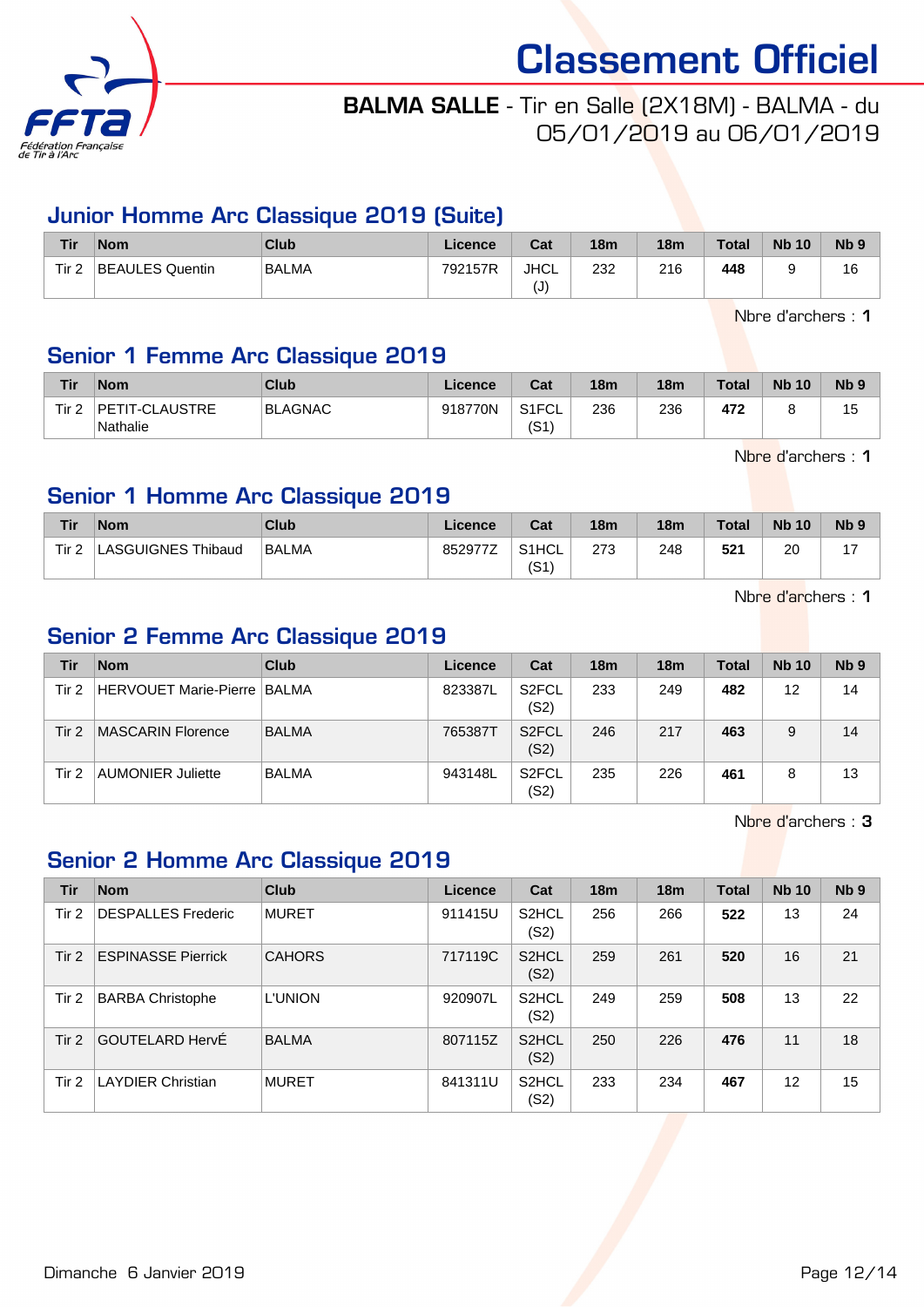# Classement Officiel

**BALMA SALLE** - Tir en Salle (2X18M) - BALMA - du 05/01/2019 au 06/01/2019

## Junior Homme Arc Classique 2019 (Suite)

| Tir | Nom | Club | Licence | Cat | 18m | 18m | Total | Nb 10 | Nb 9 |
|---|---|---|---|---|---|---|---|---|---|
| Tir 2 | BEAULES Quentin | BALMA | 792157R | JHCL (J) | 232 | 216 | **448** | 9 | 16 |

Nbre d'archers : **1**

## Senior 1 Femme Arc Classique 2019

| Tir | Nom | Club | Licence | Cat | 18m | 18m | Total | Nb 10 | Nb 9 |
|---|---|---|---|---|---|---|---|---|---|
| Tir 2 | PETIT-CLAUSTRE Nathalie | BLAGNAC | 918770N | S1FCL (S1) | 236 | 236 | **472** | 8 | 15 |

Nbre d'archers : **1**

## Senior 1 Homme Arc Classique 2019

| Tir | Nom | Club | Licence | Cat | 18m | 18m | Total | Nb 10 | Nb 9 |
|---|---|---|---|---|---|---|---|---|---|
| Tir 2 | LASGUIGNES Thibaud | BALMA | 852977Z | S1HCL (S1) | 273 | 248 | **521** | 20 | 17 |

Nbre d'archers : **1**

## Senior 2 Femme Arc Classique 2019

| Tir | Nom | Club | Licence | Cat | 18m | 18m | Total | Nb 10 | Nb 9 |
|---|---|---|---|---|---|---|---|---|---|
| Tir 2 | HERVOUET Marie-Pierre | BALMA | 823387L | S2FCL (S2) | 233 | 249 | **482** | 12 | 14 |
| Tir 2 | MASCARIN Florence | BALMA | 765387T | S2FCL (S2) | 246 | 217 | **463** | 9 | 14 |
| Tir 2 | AUMONIER Juliette | BALMA | 943148L | S2FCL (S2) | 235 | 226 | **461** | 8 | 13 |

Nbre d'archers : **3**

## Senior 2 Homme Arc Classique 2019

| Tir | Nom | Club | Licence | Cat | 18m | 18m | Total | Nb 10 | Nb 9 |
|---|---|---|---|---|---|---|---|---|---|
| Tir 2 | DESPALLES Frederic | MURET | 911415U | S2HCL (S2) | 256 | 266 | **522** | 13 | 24 |
| Tir 2 | ESPINASSE Pierrick | CAHORS | 717119C | S2HCL (S2) | 259 | 261 | **520** | 16 | 21 |
| Tir 2 | BARBA Christophe | L'UNION | 920907L | S2HCL (S2) | 249 | 259 | **508** | 13 | 22 |
| Tir 2 | GOUTELARD HervÉ | BALMA | 807115Z | S2HCL (S2) | 250 | 226 | **476** | 11 | 18 |
| Tir 2 | LAYDIER Christian | MURET | 841311U | S2HCL (S2) | 233 | 234 | **467** | 12 | 15 |

Dimanche 6 Janvier 2019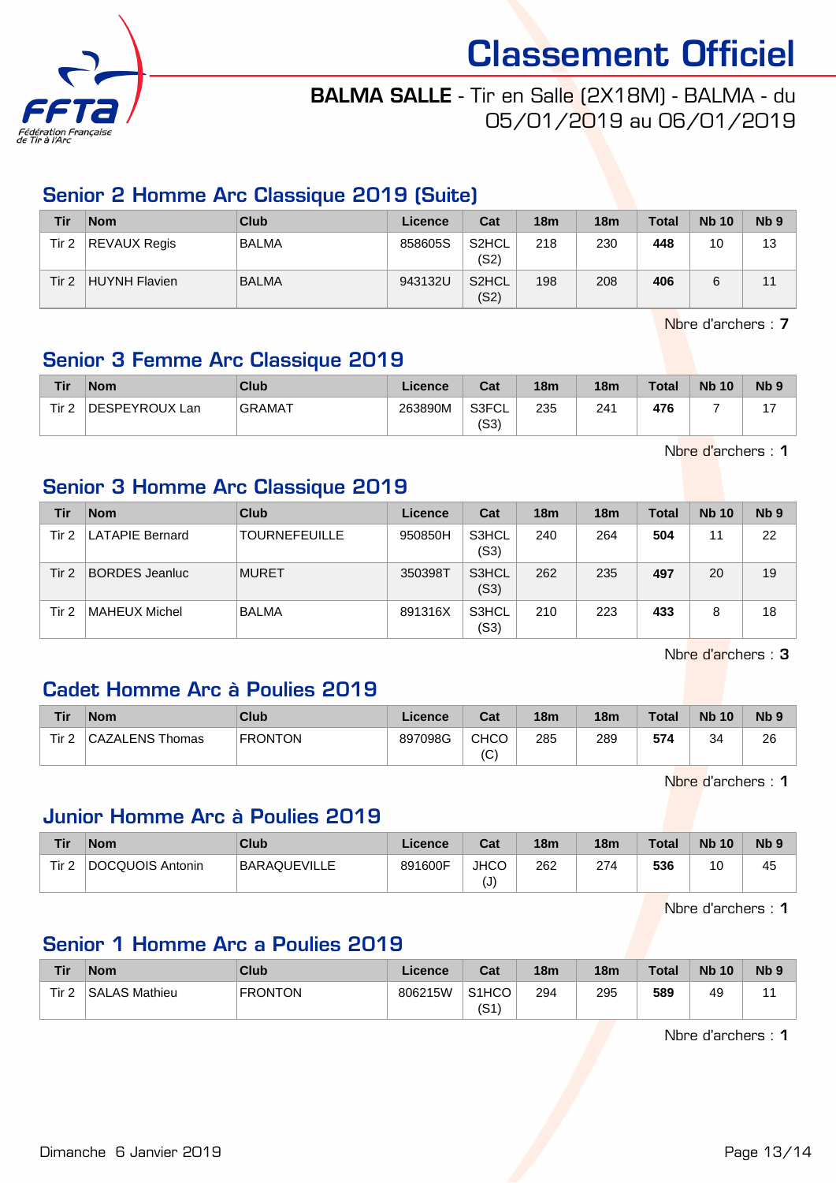# Classement Officiel

**BALMA SALLE** - Tir en Salle (2X18M) - BALMA - du 05/01/2019 au 06/01/2019

## Senior 2 Homme Arc Classique 2019 (Suite)

| Tir | Nom | Club | Licence | Cat | 18m | 18m | Total | Nb 10 | Nb 9 |
|---|---|---|---|---|---|---|---|---|---|
| Tir 2 | REVAUX Regis | BALMA | 858605S | S2HCL (S2) | 218 | 230 | **448** | 10 | 13 |
| Tir 2 | HUYNH Flavien | BALMA | 943132U | S2HCL (S2) | 198 | 208 | **406** | 6 | 11 |

Nbre d'archers : **7**

## Senior 3 Femme Arc Classique 2019

| Tir | Nom | Club | Licence | Cat | 18m | 18m | Total | Nb 10 | Nb 9 |
|---|---|---|---|---|---|---|---|---|---|
| Tir 2 | DESPEYROUX Lan | GRAMAT | 263890M | S3FCL (S3) | 235 | 241 | **476** | 7 | 17 |

Nbre d'archers : **1**

## Senior 3 Homme Arc Classique 2019

| Tir | Nom | Club | Licence | Cat | 18m | 18m | Total | Nb 10 | Nb 9 |
|---|---|---|---|---|---|---|---|---|---|
| Tir 2 | LATAPIE Bernard | TOURNEFEUILLE | 950850H | S3HCL (S3) | 240 | 264 | **504** | 11 | 22 |
| Tir 2 | BORDES Jeanluc | MURET | 350398T | S3HCL (S3) | 262 | 235 | **497** | 20 | 19 |
| Tir 2 | MAHEUX Michel | BALMA | 891316X | S3HCL (S3) | 210 | 223 | **433** | 8 | 18 |

Nbre d'archers : **3**

## Cadet Homme Arc à Poulies 2019

| Tir | Nom | Club | Licence | Cat | 18m | 18m | Total | Nb 10 | Nb 9 |
|---|---|---|---|---|---|---|---|---|---|
| Tir 2 | CAZALENS Thomas | FRONTON | 897098G | CHCO (C) | 285 | 289 | **574** | 34 | 26 |

Nbre d'archers : **1**

## Junior Homme Arc à Poulies 2019

| Tir | Nom | Club | Licence | Cat | 18m | 18m | Total | Nb 10 | Nb 9 |
|---|---|---|---|---|---|---|---|---|---|
| Tir 2 | DOCQUOIS Antonin | BARAQUEVILLE | 891600F | JHCO (J) | 262 | 274 | **536** | 10 | 45 |

Nbre d'archers : **1**

## Senior 1 Homme Arc a Poulies 2019

| Tir | Nom | Club | Licence | Cat | 18m | 18m | Total | Nb 10 | Nb 9 |
|---|---|---|---|---|---|---|---|---|---|
| Tir 2 | SALAS Mathieu | FRONTON | 806215W | S1HCO (S1) | 294 | 295 | **589** | 49 | 11 |

Nbre d'archers : **1**

Dimanche 6 Janvier 2019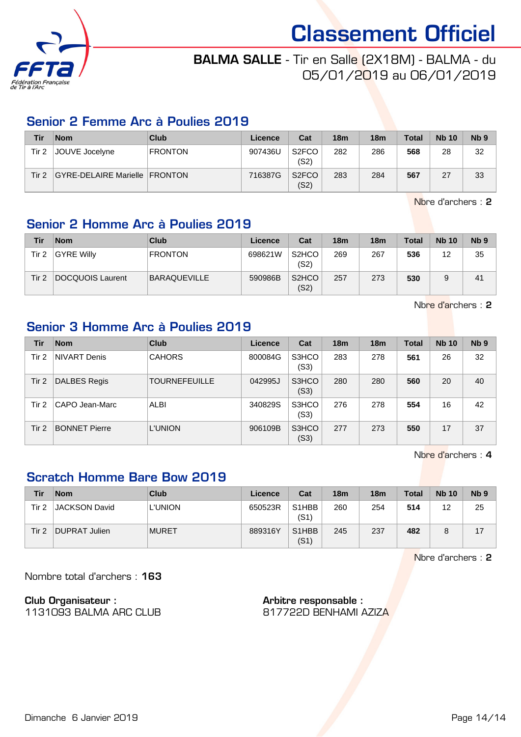# Classement Officiel

**BALMA SALLE** - Tir en Salle (2X18M) - BALMA - du 05/01/2019 au 06/01/2019

## Senior 2 Femme Arc à Poulies 2019

| Tir | Nom | Club | Licence | Cat | 18m | 18m | Total | Nb 10 | Nb 9 |
|---|---|---|---|---|---|---|---|---|---|
| Tir 2 | JOUVE Jocelyne | FRONTON | 907436U | S2FCO (S2) | 282 | 286 | **568** | 28 | 32 |
| Tir 2 | GYRE-DELAIRE Marielle | FRONTON | 716387G | S2FCO (S2) | 283 | 284 | **567** | 27 | 33 |

Nbre d'archers : **2**

## Senior 2 Homme Arc à Poulies 2019

| Tir | Nom | Club | Licence | Cat | 18m | 18m | Total | Nb 10 | Nb 9 |
|---|---|---|---|---|---|---|---|---|---|
| Tir 2 | GYRE Willy | FRONTON | 698621W | S2HCO (S2) | 269 | 267 | **536** | 12 | 35 |
| Tir 2 | DOCQUOIS Laurent | BARAQUEVILLE | 590986B | S2HCO (S2) | 257 | 273 | **530** | 9 | 41 |

Nbre d'archers : **2**

## Senior 3 Homme Arc à Poulies 2019

| Tir | Nom | Club | Licence | Cat | 18m | 18m | Total | Nb 10 | Nb 9 |
|---|---|---|---|---|---|---|---|---|---|
| Tir 2 | NIVART Denis | CAHORS | 800084G | S3HCO (S3) | 283 | 278 | **561** | 26 | 32 |
| Tir 2 | DALBES Regis | TOURNEFEUILLE | 042995J | S3HCO (S3) | 280 | 280 | **560** | 20 | 40 |
| Tir 2 | CAPO Jean-Marc | ALBI | 340829S | S3HCO (S3) | 276 | 278 | **554** | 16 | 42 |
| Tir 2 | BONNET Pierre | L'UNION | 906109B | S3HCO (S3) | 277 | 273 | **550** | 17 | 37 |

Nbre d'archers : **4**

## Scratch Homme Bare Bow 2019

| Tir | Nom | Club | Licence | Cat | 18m | 18m | Total | Nb 10 | Nb 9 |
|---|---|---|---|---|---|---|---|---|---|
| Tir 2 | JACKSON David | L'UNION | 650523R | S1HBB (S1) | 260 | 254 | **514** | 12 | 25 |
| Tir 2 | DUPRAT Julien | MURET | 889316Y | S1HBB (S1) | 245 | 237 | **482** | 8 | 17 |

Nbre d'archers : **2**

Nombre total d'archers : **163**

**Club Organisateur :**
1131093 BALMA ARC CLUB

**Arbitre responsable :**
817722D BENHAMI AZIZA

Dimanche 6 Janvier 2019